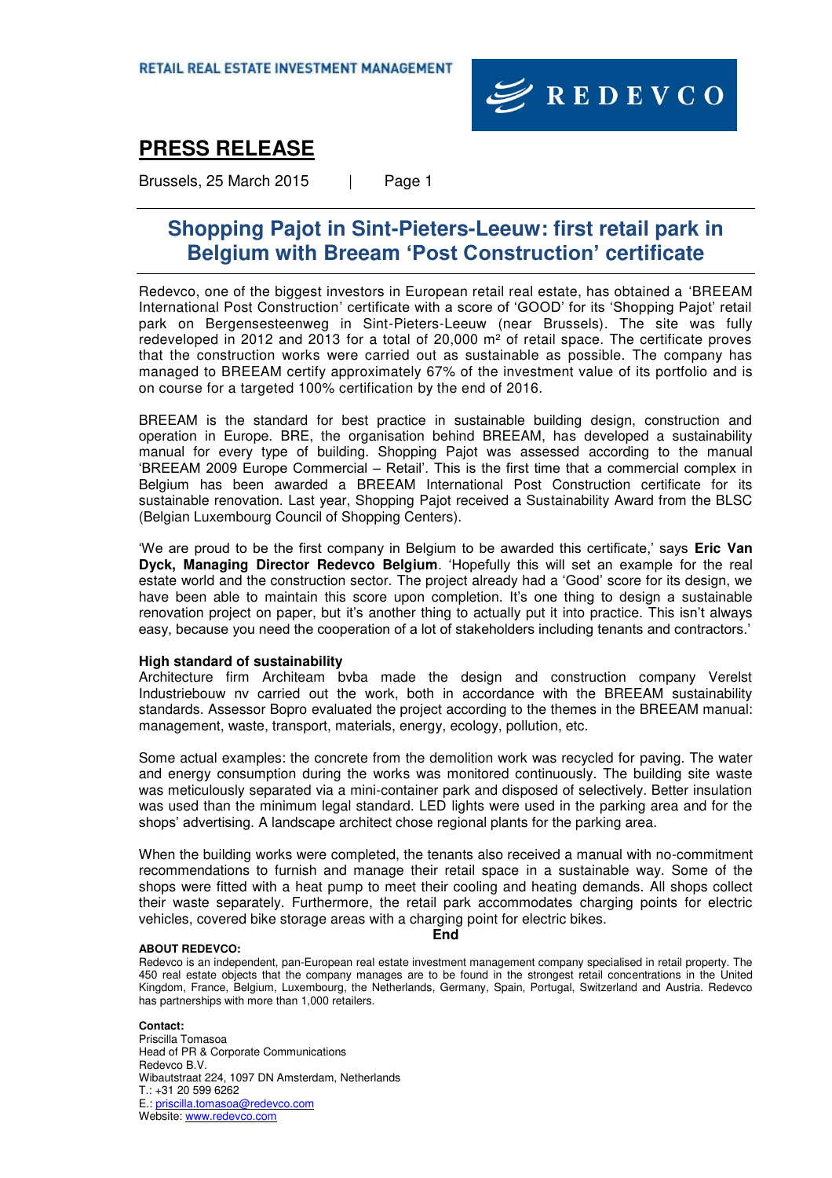RETAIL REAL ESTATE INVESTMENT MANAGEMENT

REDEVCO

# PRESS RELEASE

Brussels, 25 March 2015

## Shopping Pajot in Sint-Pieters-Leeuw: first retail park in Belgium with Breeam 'Post Construction' certificate

Redevco, one of the biggest investors in European retail real estate, has obtained a 'BREEAM International Post Construction' certificate with a score of 'GOOD' for its 'Shopping Pajot' retail park on Bergensesteenweg in Sint-Pieters-Leeuw (near Brussels). The site was fully redeveloped in 2012 and 2013 for a total of 20,000 m² of retail space. The certificate proves that the construction works were carried out as sustainable as possible. The company has managed to BREEAM certify approximately 67% of the investment value of its portfolio and is on course for a targeted 100% certification by the end of 2016.

BREEAM is the standard for best practice in sustainable building design, construction and operation in Europe. BRE, the organisation behind BREEAM, has developed a sustainability manual for every type of building. Shopping Pajot was assessed according to the manual 'BREEAM 2009 Europe Commercial – Retail'. This is the first time that a commercial complex in Belgium has been awarded a BREEAM International Post Construction certificate for its sustainable renovation. Last year, Shopping Pajot received a Sustainability Award from the BLSC (Belgian Luxembourg Council of Shopping Centers).

'We are proud to be the first company in Belgium to be awarded this certificate,' says **Eric Van Dyck, Managing Director Redevco Belgium**. 'Hopefully this will set an example for the real estate world and the construction sector. The project already had a 'Good' score for its design, we have been able to maintain this score upon completion. It's one thing to design a sustainable renovation project on paper, but it's another thing to actually put it into practice. This isn't always easy, because you need the cooperation of a lot of stakeholders including tenants and contractors.'

### High standard of sustainability

Architecture firm Architeam bvba made the design and construction company Verelst Industriebouw nv carried out the work, both in accordance with the BREEAM sustainability standards. Assessor Bopro evaluated the project according to the themes in the BREEAM manual: management, waste, transport, materials, energy, ecology, pollution, etc.

Some actual examples: the concrete from the demolition work was recycled for paving. The water and energy consumption during the works was monitored continuously. The building site waste was meticulously separated via a mini-container park and disposed of selectively. Better insulation was used than the minimum legal standard. LED lights were used in the parking area and for the shops' advertising. A landscape architect chose regional plants for the parking area.

When the building works were completed, the tenants also received a manual with no-commitment recommendations to furnish and manage their retail space in a sustainable way. Some of the shops were fitted with a heat pump to meet their cooling and heating demands. All shops collect their waste separately. Furthermore, the retail park accommodates charging points for electric vehicles, covered bike storage areas with a charging point for electric bikes.

**End**

**ABOUT REDEVCO:**

Redevco is an independent, pan-European real estate investment management company specialised in retail property. The 450 real estate objects that the company manages are to be found in the strongest retail concentrations in the United Kingdom, France, Belgium, Luxembourg, the Netherlands, Germany, Spain, Portugal, Switzerland and Austria. Redevco has partnerships with more than 1,000 retailers.

**Contact:**

Priscilla Tomasoa
Head of PR & Corporate Communications
Redevco B.V.
Wibautstraat 224, 1097 DN Amsterdam, Netherlands
T.: +31 20 599 6262
E.: priscilla.tomasoa@redevco.com
Website: www.redevco.com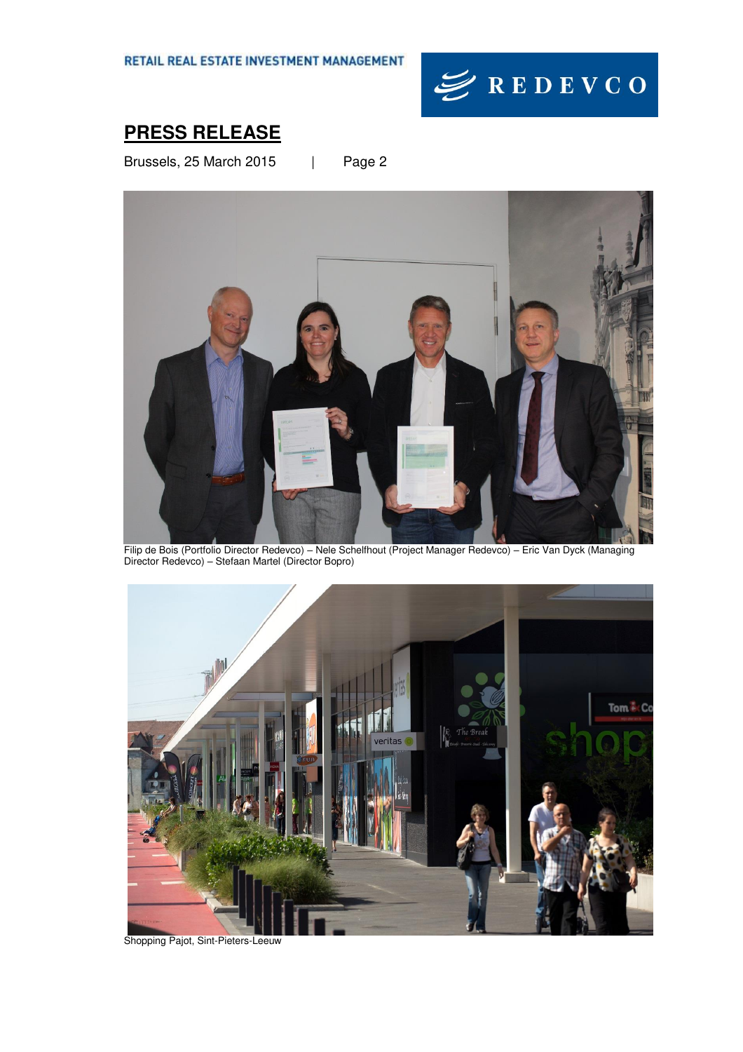Filip de Bois (Portfolio Director Redevco) – Nele Schelfhout (Project Manager Redevco) – Eric Van Dyck (Managing Director Redevco) – Stefaan Martel (Director Bopro)

Shopping Pajot, Sint-Pieters-Leeuw